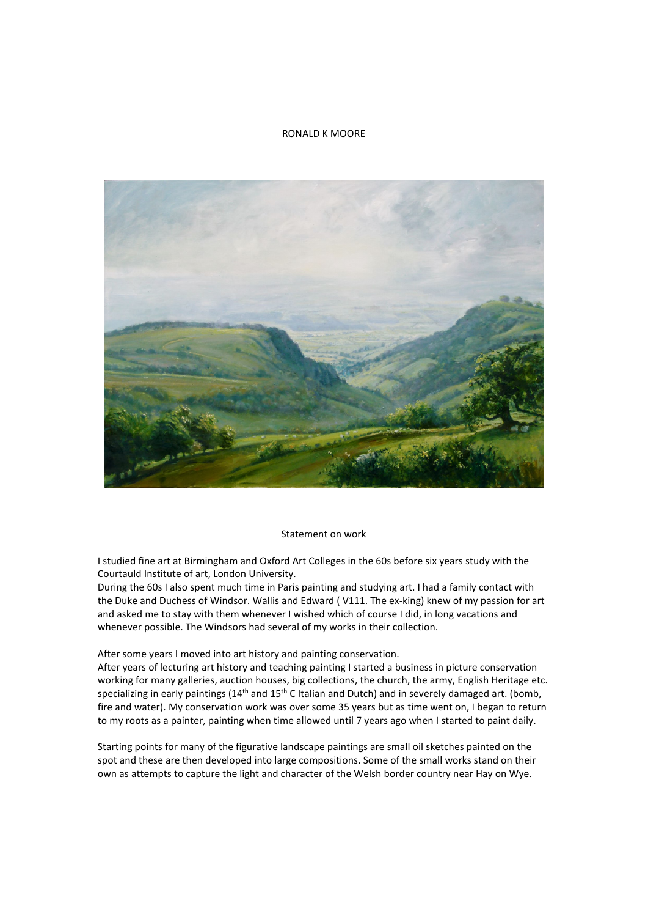RONALD K MOORE

Statement on work

I studied fine art at Birmingham and Oxford Art Colleges in the 60s before six years study with the Courtauld Institute of art, London University.
During the 60s I also spent much time in Paris painting and studying art. I had a family contact with the Duke and Duchess of Windsor. Wallis and Edward ( V111. The ex-king) knew of my passion for art and asked me to stay with them whenever I wished which of course I did, in long vacations and whenever possible. The Windsors had several of my works in their collection.

After some years I moved into art history and painting conservation.
After years of lecturing art history and teaching painting I started a business in picture conservation working for many galleries, auction houses, big collections, the church, the army, English Heritage etc. specializing in early paintings (14th and 15th C Italian and Dutch) and in severely damaged art. (bomb, fire and water). My conservation work was over some 35 years but as time went on, I began to return to my roots as a painter, painting when time allowed until 7 years ago when I started to paint daily.

Starting points for many of the figurative landscape paintings are small oil sketches painted on the spot and these are then developed into large compositions. Some of the small works stand on their own as attempts to capture the light and character of the Welsh border country near Hay on Wye.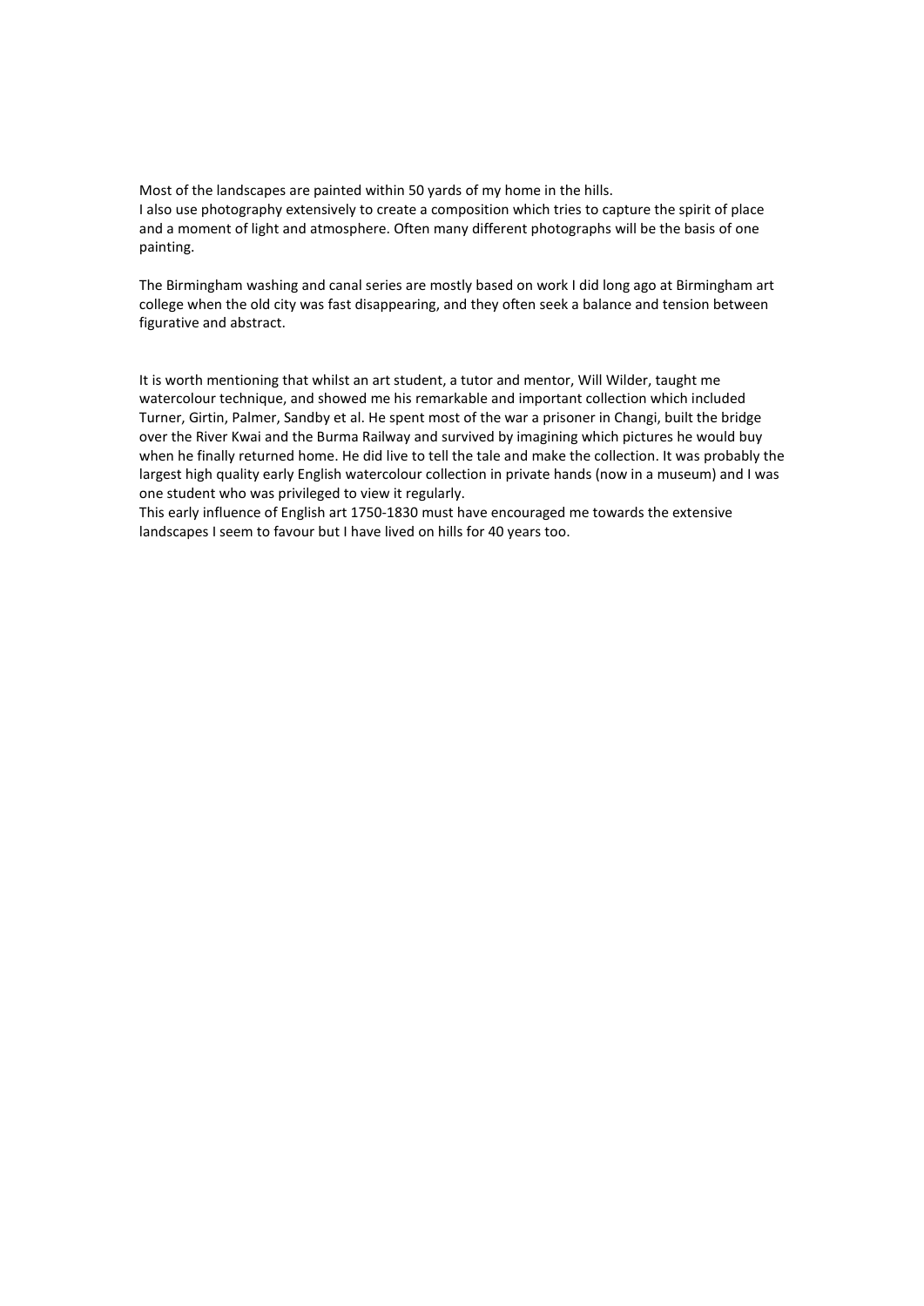Most of the landscapes are painted within 50 yards of my home in the hills.
I also use photography extensively to create a composition which tries to capture the spirit of place and a moment of light and atmosphere. Often many different photographs will be the basis of one painting.

The Birmingham washing and canal series are mostly based on work I did long ago at Birmingham art college when the old city was fast disappearing, and they often seek a balance and tension between figurative and abstract.

It is worth mentioning that whilst an art student, a tutor and mentor, Will Wilder, taught me watercolour technique, and showed me his remarkable and important collection which included Turner, Girtin, Palmer, Sandby et al. He spent most of the war a prisoner in Changi, built the bridge over the River Kwai and the Burma Railway and survived by imagining which pictures he would buy when he finally returned home. He did live to tell the tale and make the collection. It was probably the largest high quality early English watercolour collection in private hands (now in a museum) and I was one student who was privileged to view it regularly.
This early influence of English art 1750-1830 must have encouraged me towards the extensive landscapes I seem to favour but I have lived on hills for 40 years too.